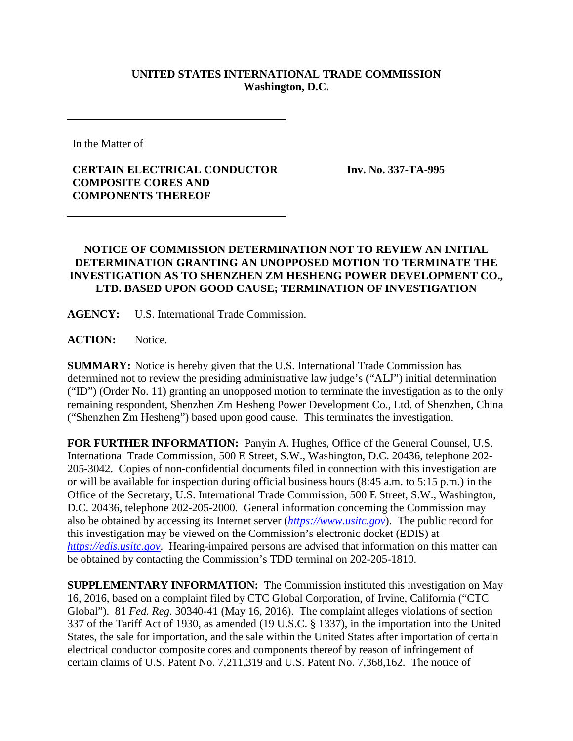**UNITED STATES INTERNATIONAL TRADE COMMISSION**
**Washington, D.C.**

| In the Matter of<br><br>**CERTAIN ELECTRICAL CONDUCTOR COMPOSITE CORES AND COMPONENTS THEREOF** | **Inv. No. 337-TA-995** |
|---|---|

## NOTICE OF COMMISSION DETERMINATION NOT TO REVIEW AN INITIAL DETERMINATION GRANTING AN UNOPPOSED MOTION TO TERMINATE THE INVESTIGATION AS TO SHENZHEN ZM HESHENG POWER DEVELOPMENT CO., LTD. BASED UPON GOOD CAUSE; TERMINATION OF INVESTIGATION

**AGENCY:** U.S. International Trade Commission.

**ACTION:** Notice.

**SUMMARY:** Notice is hereby given that the U.S. International Trade Commission has determined not to review the presiding administrative law judge's ("ALJ") initial determination ("ID") (Order No. 11) granting an unopposed motion to terminate the investigation as to the only remaining respondent, Shenzhen Zm Hesheng Power Development Co., Ltd. of Shenzhen, China ("Shenzhen Zm Hesheng") based upon good cause. This terminates the investigation.

**FOR FURTHER INFORMATION:** Panyin A. Hughes, Office of the General Counsel, U.S. International Trade Commission, 500 E Street, S.W., Washington, D.C. 20436, telephone 202-205-3042. Copies of non-confidential documents filed in connection with this investigation are or will be available for inspection during official business hours (8:45 a.m. to 5:15 p.m.) in the Office of the Secretary, U.S. International Trade Commission, 500 E Street, S.W., Washington, D.C. 20436, telephone 202-205-2000. General information concerning the Commission may also be obtained by accessing its Internet server (*https://www.usitc.gov*). The public record for this investigation may be viewed on the Commission's electronic docket (EDIS) at *https://edis.usitc.gov*. Hearing-impaired persons are advised that information on this matter can be obtained by contacting the Commission's TDD terminal on 202-205-1810.

**SUPPLEMENTARY INFORMATION:** The Commission instituted this investigation on May 16, 2016, based on a complaint filed by CTC Global Corporation, of Irvine, California ("CTC Global"). 81 *Fed. Reg.* 30340-41 (May 16, 2016). The complaint alleges violations of section 337 of the Tariff Act of 1930, as amended (19 U.S.C. § 1337), in the importation into the United States, the sale for importation, and the sale within the United States after importation of certain electrical conductor composite cores and components thereof by reason of infringement of certain claims of U.S. Patent No. 7,211,319 and U.S. Patent No. 7,368,162. The notice of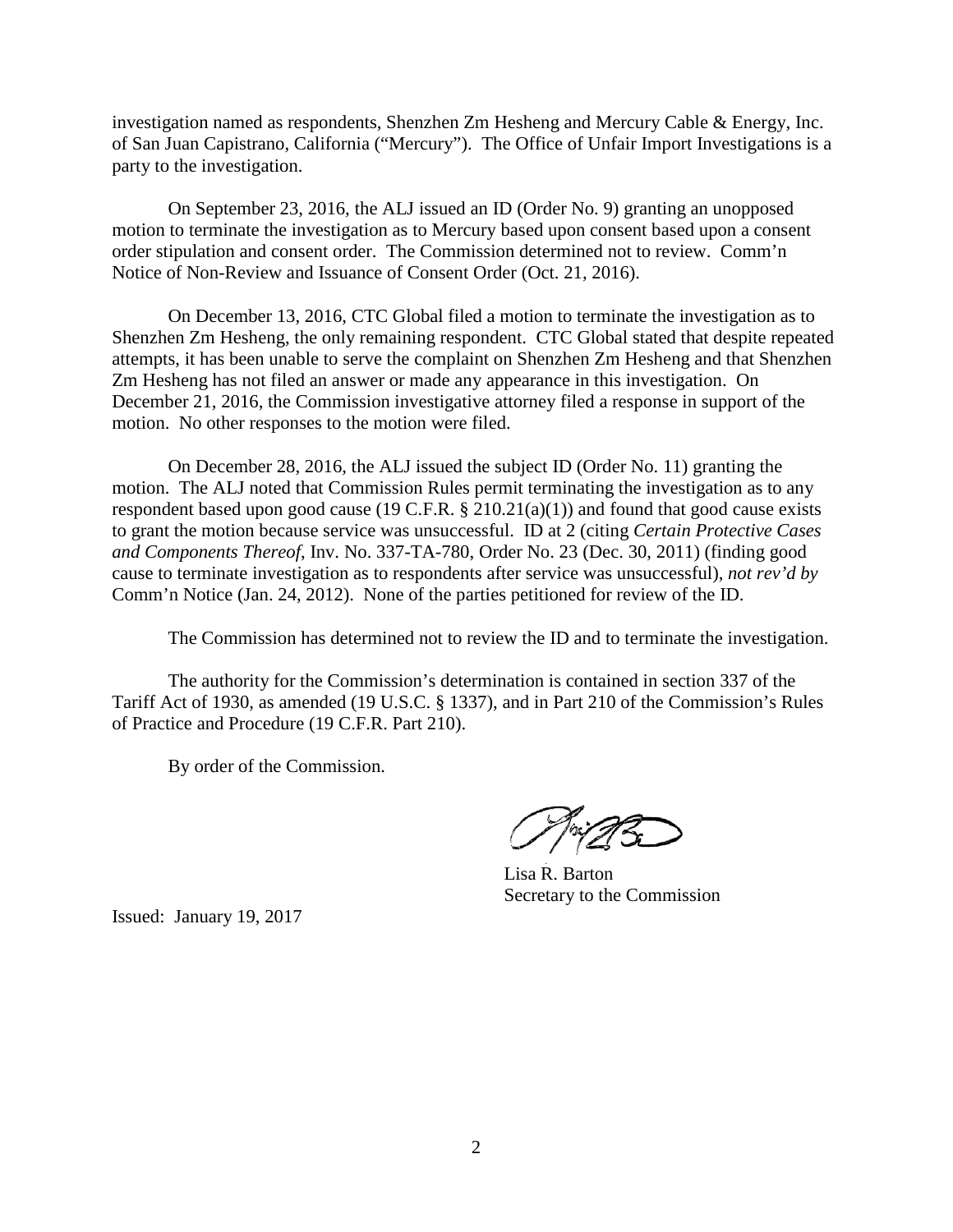investigation named as respondents, Shenzhen Zm Hesheng and Mercury Cable & Energy, Inc. of San Juan Capistrano, California ("Mercury"). The Office of Unfair Import Investigations is a party to the investigation.

On September 23, 2016, the ALJ issued an ID (Order No. 9) granting an unopposed motion to terminate the investigation as to Mercury based upon consent based upon a consent order stipulation and consent order. The Commission determined not to review. Comm'n Notice of Non-Review and Issuance of Consent Order (Oct. 21, 2016).

On December 13, 2016, CTC Global filed a motion to terminate the investigation as to Shenzhen Zm Hesheng, the only remaining respondent. CTC Global stated that despite repeated attempts, it has been unable to serve the complaint on Shenzhen Zm Hesheng and that Shenzhen Zm Hesheng has not filed an answer or made any appearance in this investigation. On December 21, 2016, the Commission investigative attorney filed a response in support of the motion. No other responses to the motion were filed.

On December 28, 2016, the ALJ issued the subject ID (Order No. 11) granting the motion. The ALJ noted that Commission Rules permit terminating the investigation as to any respondent based upon good cause (19 C.F.R. § 210.21(a)(1)) and found that good cause exists to grant the motion because service was unsuccessful. ID at 2 (citing *Certain Protective Cases and Components Thereof*, Inv. No. 337-TA-780, Order No. 23 (Dec. 30, 2011) (finding good cause to terminate investigation as to respondents after service was unsuccessful), *not rev'd by* Comm'n Notice (Jan. 24, 2012). None of the parties petitioned for review of the ID.

The Commission has determined not to review the ID and to terminate the investigation.

The authority for the Commission's determination is contained in section 337 of the Tariff Act of 1930, as amended (19 U.S.C. § 1337), and in Part 210 of the Commission's Rules of Practice and Procedure (19 C.F.R. Part 210).

By order of the Commission.

Lisa R. Barton
Secretary to the Commission

Issued: January 19, 2017